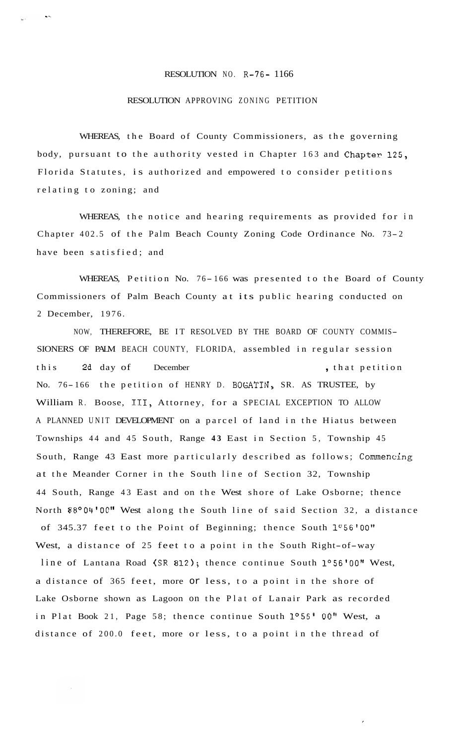RESOLUTION NO. R-76- 1166

RESOLUTION APPROVING ZONING PETITION

WHEREAS, the Board of County Commissioners, as the governing body, pursuant to the authority vested in Chapter 163 and Chapter 125, Florida Statutes, is authorized and empowered to consider petitions relating to zoning; and

WHEREAS, the notice and hearing requirements as provided for in Chapter 402.5 of the Palm Beach County Zoning Code Ordinance No. 73-2 have been satisfied; and

WHEREAS, Petition No. 76-166 was presented to the Board of County Commissioners of Palm Beach County at its public hearing conducted on 2 December, 1976.

NOW, THEREFORE, BE IT RESOLVED BY THE BOARD OF COUNTY COMMISSIONERS OF PALM BEACH COUNTY, FLORIDA, assembled in regular session this 2d day of December, that petition No. 76-166 the petition of HENRY D. BOGATIN, SR. AS TRUSTEE, by William R. Boose, III, Attorney, for a SPECIAL EXCEPTION TO ALLOW A PLANNED UNIT DEVELOPMENT on a parcel of land in the Hiatus between Townships 44 and 45 South, Range 43 East in Section 5, Township 45 South, Range 43 East more particularly described as follows; Commencing at the Meander Corner in the South line of Section 32, Township 44 South, Range 43 East and on the West shore of Lake Osborne; thence North 88°04'00" West along the South line of said Section 32, a distance of 345.37 feet to the Point of Beginning; thence South 1°56'00" West, a distance of 25 feet to a point in the South Right-of-way line of Lantana Road (SR 812); thence continue South 1°56'00" West, a distance of 365 feet, more or less, to a point in the shore of Lake Osborne shown as Lagoon on the Plat of Lanair Park as recorded in Plat Book 21, Page 58; thence continue South 1°55' 00" West, a distance of 200.0 feet, more or less, to a point in the thread of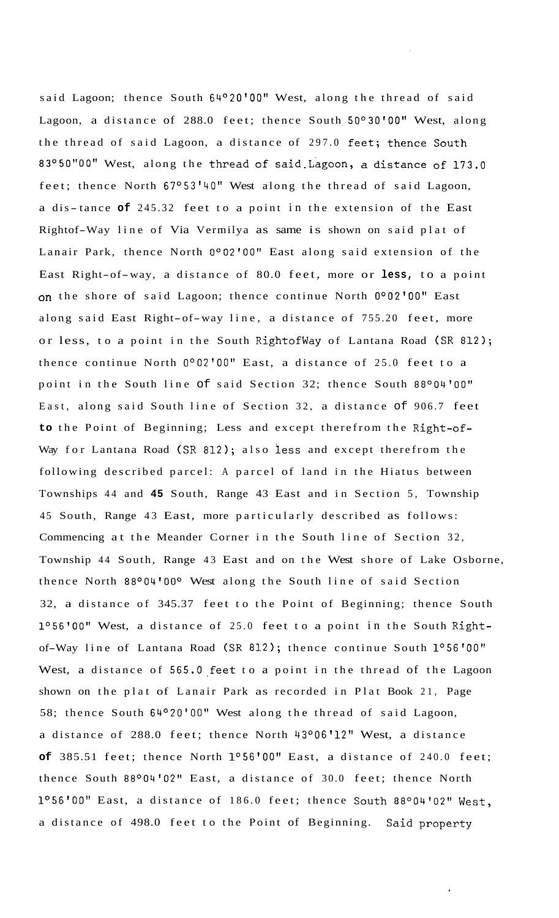said Lagoon; thence South 64°20'00" West, along the thread of said Lagoon, a distance of 288.0 feet; thence South 50°30'00" West, along the thread of said Lagoon, a distance of 297.0 feet; thence South 83°50"00" West, along the thread of said Lagoon, a distance of 173.0 feet; thence North 67°53'40" West along the thread of said Lagoon, a dis-tance of 245.32 feet to a point in the extension of the East Rightof-Way line of Via Vermilya as same is shown on said plat of Lanair Park, thence North 0°02'00" East along said extension of the East Right-of-way, a distance of 80.0 feet, more or less, to a point on the shore of said Lagoon; thence continue North 0°02'00" East along said East Right-of-way line, a distance of 755.20 feet, more or less, to a point in the South RightofWay of Lantana Road (SR 812); thence continue North 0°02'00" East, a distance of 25.0 feet to a point in the South line of said Section 32; thence South 88°04'00" East, along said South line of Section 32, a distance of 906.7 feet to the Point of Beginning; Less and except therefrom the Right-of-Way for Lantana Road (SR 812); also less and except therefrom the following described parcel: A parcel of land in the Hiatus between Townships 44 and 45 South, Range 43 East and in Section 5, Township 45 South, Range 43 East, more particularly described as follows: Commencing at the Meander Corner in the South line of Section 32, Township 44 South, Range 43 East and on the West shore of Lake Osborne, thence North 88°04'00° West along the South line of said Section 32, a distance of 345.37 feet to the Point of Beginning; thence South 1°56'00" West, a distance of 25.0 feet to a point in the South Right-of-Way line of Lantana Road (SR 812); thence continue South 1°56'00" West, a distance of 565.0 feet to a point in the thread of the Lagoon shown on the plat of Lanair Park as recorded in Plat Book 21, Page 58; thence South 64°20'00" West along the thread of said Lagoon, a distance of 288.0 feet; thence North 43°06'12" West, a distance of 385.51 feet; thence North 1°56'00" East, a distance of 240.0 feet; thence South 88°04'02" East, a distance of 30.0 feet; thence North 1°56'00" East, a distance of 186.0 feet; thence South 88°04'02" West, a distance of 498.0 feet to the Point of Beginning. Said property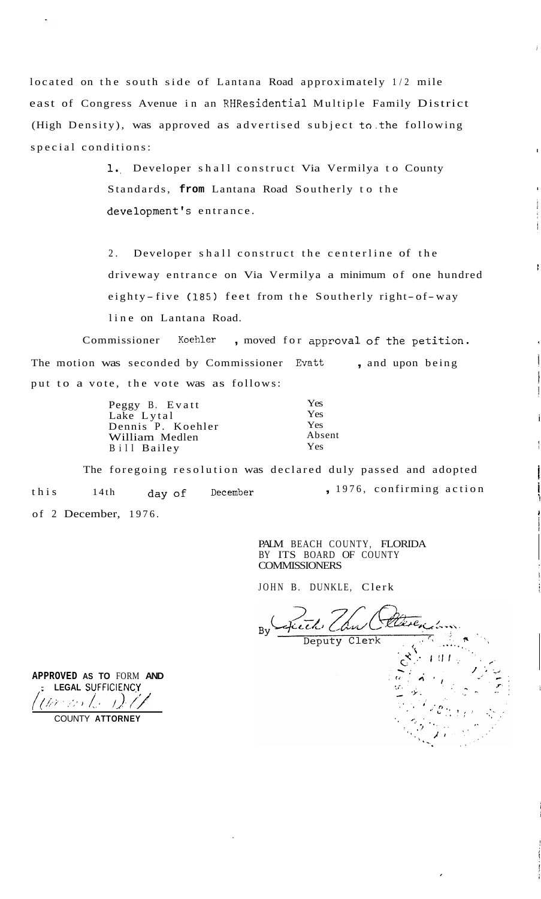located on the south side of Lantana Road approximately 1/2 mile east of Congress Avenue in an RH Residential Multiple Family District (High Density), was approved as advertised subject to the following special conditions:

1. Developer shall construct Via Vermilya to County Standards, from Lantana Road Southerly to the development's entrance.

2. Developer shall construct the centerline of the driveway entrance on Via Vermilya a minimum of one hundred eighty-five (185) feet from the Southerly right-of-way line on Lantana Road.

Commissioner Koehler, moved for approval of the petition. The motion was seconded by Commissioner Evatt, and upon being put to a vote, the vote was as follows:

| | |
|---|---|
| Peggy B. Evatt | Yes |
| Lake Lytal | Yes |
| Dennis P. Koehler | Yes |
| William Medlen | Absent |
| Bill Bailey | Yes |

The foregoing resolution was declared duly passed and adopted this 14th day of December, 1976, confirming action of 2 December, 1976.

PALM BEACH COUNTY, FLORIDA
BY ITS BOARD OF COUNTY COMMISSIONERS

JOHN B. DUNKLE, Clerk

By ______________________
Deputy Clerk

APPROVED AS TO FORM AND LEGAL SUFFICIENCY

______________________
COUNTY ATTORNEY